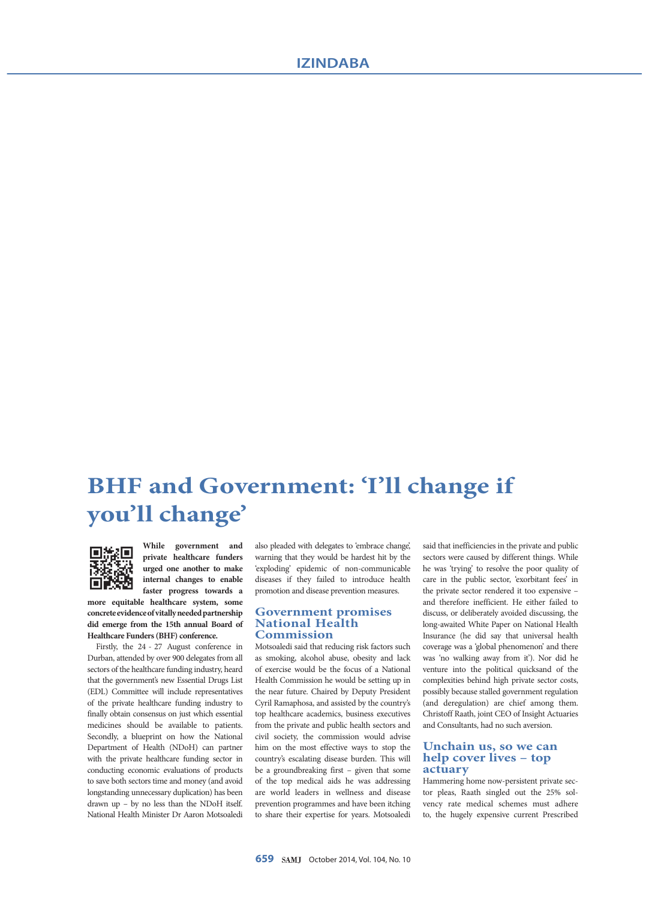# BHF and Government: 'I'll change if you'll change'

**While government and private healthcare funders urged one another to make internal changes to enable faster progress towards a more equitable healthcare system, some concrete evidence of vitally needed partnership did emerge from the 15th annual Board of Healthcare Funders (BHF) conference.**

Firstly, the 24 - 27 August conference in Durban, attended by over 900 delegates from all sectors of the healthcare funding industry, heard that the government's new Essential Drugs List (EDL) Committee will include representatives of the private healthcare funding industry to finally obtain consensus on just which essential medicines should be available to patients. Secondly, a blueprint on how the National Department of Health (NDoH) can partner with the private healthcare funding sector in conducting economic evaluations of products to save both sectors time and money (and avoid longstanding unnecessary duplication) has been drawn up – by no less than the NDoH itself. National Health Minister Dr Aaron Motsoaledi also pleaded with delegates to 'embrace change', warning that they would be hardest hit by the 'exploding' epidemic of non-communicable diseases if they failed to introduce health promotion and disease prevention measures.

## Government promises National Health Commission

Motsoaledi said that reducing risk factors such as smoking, alcohol abuse, obesity and lack of exercise would be the focus of a National Health Commission he would be setting up in the near future. Chaired by Deputy President Cyril Ramaphosa, and assisted by the country's top healthcare academics, business executives from the private and public health sectors and civil society, the commission would advise him on the most effective ways to stop the country's escalating disease burden. This will be a groundbreaking first – given that some of the top medical aids he was addressing are world leaders in wellness and disease prevention programmes and have been itching to share their expertise for years. Motsoaledi said that inefficiencies in the private and public sectors were caused by different things. While he was 'trying' to resolve the poor quality of care in the public sector, 'exorbitant fees' in the private sector rendered it too expensive – and therefore inefficient. He either failed to discuss, or deliberately avoided discussing, the long-awaited White Paper on National Health Insurance (he did say that universal health coverage was a 'global phenomenon' and there was 'no walking away from it'). Nor did he venture into the political quicksand of the complexities behind high private sector costs, possibly because stalled government regulation (and deregulation) are chief among them. Christoff Raath, joint CEO of Insight Actuaries and Consultants, had no such aversion.

## Unchain us, so we can help cover lives – top actuary

Hammering home now-persistent private sector pleas, Raath singled out the 25% solvency rate medical schemes must adhere to, the hugely expensive current Prescribed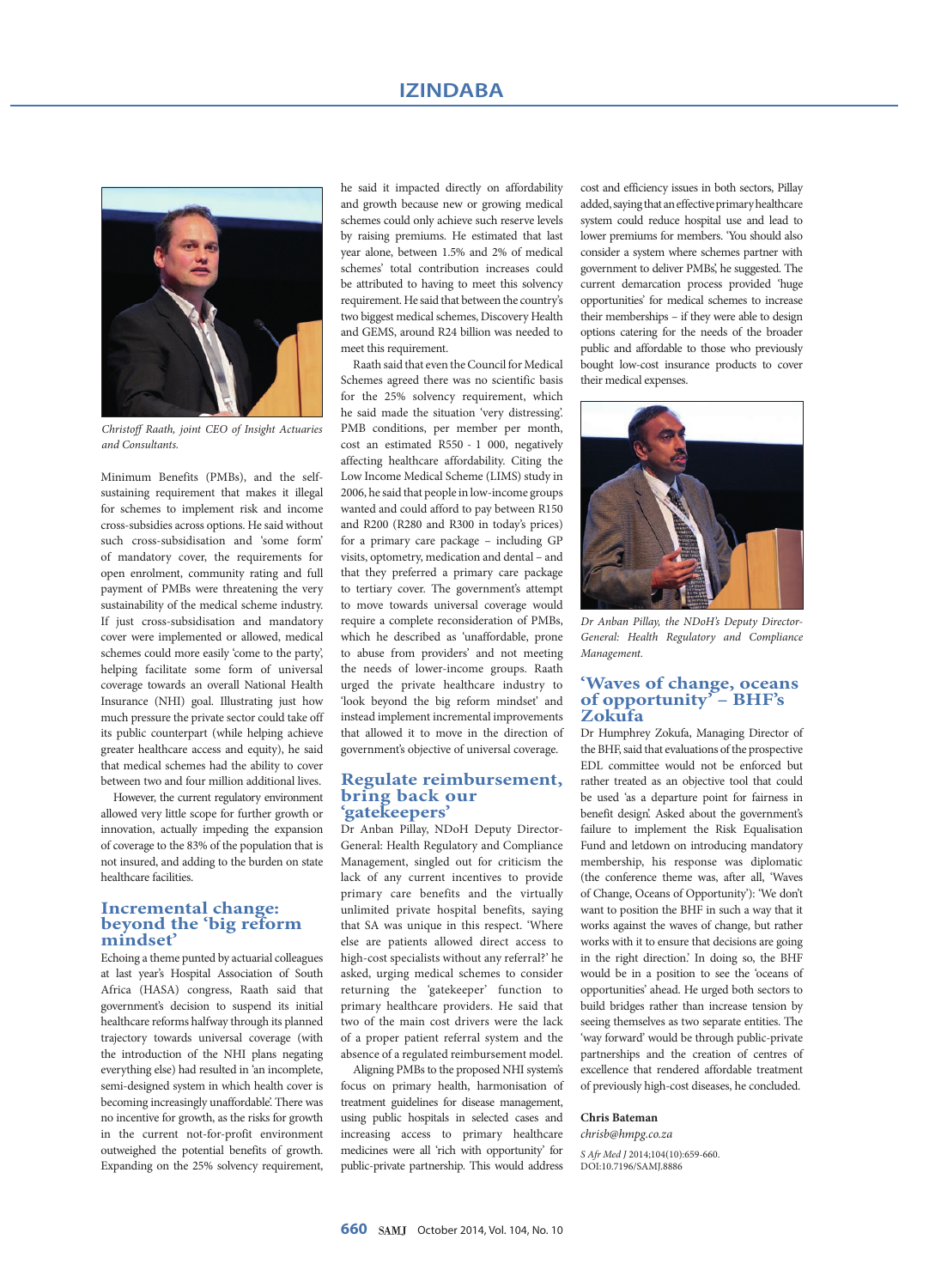*Christoff Raath, joint CEO of Insight Actuaries and Consultants.*

Minimum Benefits (PMBs), and the self-sustaining requirement that makes it illegal for schemes to implement risk and income cross-subsidies across options. He said without such cross-subsidisation and 'some form' of mandatory cover, the requirements for open enrolment, community rating and full payment of PMBs were threatening the very sustainability of the medical scheme industry. If just cross-subsidisation and mandatory cover were implemented or allowed, medical schemes could more easily 'come to the party', helping facilitate some form of universal coverage towards an overall National Health Insurance (NHI) goal. Illustrating just how much pressure the private sector could take off its public counterpart (while helping achieve greater healthcare access and equity), he said that medical schemes had the ability to cover between two and four million additional lives.

However, the current regulatory environment allowed very little scope for further growth or innovation, actually impeding the expansion of coverage to the 83% of the population that is not insured, and adding to the burden on state healthcare facilities.

## Incremental change: beyond the 'big reform mindset'

Echoing a theme punted by actuarial colleagues at last year's Hospital Association of South Africa (HASA) congress, Raath said that government's decision to suspend its initial healthcare reforms halfway through its planned trajectory towards universal coverage (with the introduction of the NHI plans negating everything else) had resulted in 'an incomplete, semi-designed system in which health cover is becoming increasingly unaffordable'. There was no incentive for growth, as the risks for growth in the current not-for-profit environment outweighed the potential benefits of growth. Expanding on the 25% solvency requirement, he said it impacted directly on affordability and growth because new or growing medical schemes could only achieve such reserve levels by raising premiums. He estimated that last year alone, between 1.5% and 2% of medical schemes' total contribution increases could be attributed to having to meet this solvency requirement. He said that between the country's two biggest medical schemes, Discovery Health and GEMS, around R24 billion was needed to meet this requirement.

Raath said that even the Council for Medical Schemes agreed there was no scientific basis for the 25% solvency requirement, which he said made the situation 'very distressing'. PMB conditions, per member per month, cost an estimated R550 - 1 000, negatively affecting healthcare affordability. Citing the Low Income Medical Scheme (LIMS) study in 2006, he said that people in low-income groups wanted and could afford to pay between R150 and R200 (R280 and R300 in today's prices) for a primary care package – including GP visits, optometry, medication and dental – and that they preferred a primary care package to tertiary cover. The government's attempt to move towards universal coverage would require a complete reconsideration of PMBs, which he described as 'unaffordable, prone to abuse from providers' and not meeting the needs of lower-income groups. Raath urged the private healthcare industry to 'look beyond the big reform mindset' and instead implement incremental improvements that allowed it to move in the direction of government's objective of universal coverage.

## Regulate reimbursement, bring back our 'gatekeepers'

Dr Anban Pillay, NDoH Deputy Director-General: Health Regulatory and Compliance Management, singled out for criticism the lack of any current incentives to provide primary care benefits and the virtually unlimited private hospital benefits, saying that SA was unique in this respect. 'Where else are patients allowed direct access to high-cost specialists without any referral?' he asked, urging medical schemes to consider returning the 'gatekeeper' function to primary healthcare providers. He said that two of the main cost drivers were the lack of a proper patient referral system and the absence of a regulated reimbursement model.

Aligning PMBs to the proposed NHI system's focus on primary health, harmonisation of treatment guidelines for disease management, using public hospitals in selected cases and increasing access to primary healthcare medicines were all 'rich with opportunity' for public-private partnership. This would address cost and efficiency issues in both sectors, Pillay added, saying that an effective primary healthcare system could reduce hospital use and lead to lower premiums for members. 'You should also consider a system where schemes partner with government to deliver PMBs', he suggested. The current demarcation process provided 'huge opportunities' for medical schemes to increase their memberships – if they were able to design options catering for the needs of the broader public and affordable to those who previously bought low-cost insurance products to cover their medical expenses.

*Dr Anban Pillay, the NDoH's Deputy Director-General: Health Regulatory and Compliance Management.*

## 'Waves of change, oceans of opportunity' – BHF's Zokufa

Dr Humphrey Zokufa, Managing Director of the BHF, said that evaluations of the prospective EDL committee would not be enforced but rather treated as an objective tool that could be used 'as a departure point for fairness in benefit design'. Asked about the government's failure to implement the Risk Equalisation Fund and letdown on introducing mandatory membership, his response was diplomatic (the conference theme was, after all, 'Waves of Change, Oceans of Opportunity'): 'We don't want to position the BHF in such a way that it works against the waves of change, but rather works with it to ensure that decisions are going in the right direction.' In doing so, the BHF would be in a position to see the 'oceans of opportunities' ahead. He urged both sectors to build bridges rather than increase tension by seeing themselves as two separate entities. The 'way forward' would be through public-private partnerships and the creation of centres of excellence that rendered affordable treatment of previously high-cost diseases, he concluded.

**Chris Bateman**

*chrisb@hmpg.co.za*

*S Afr Med J* 2014;104(10):659-660. DOI:10.7196/SAMJ.8886